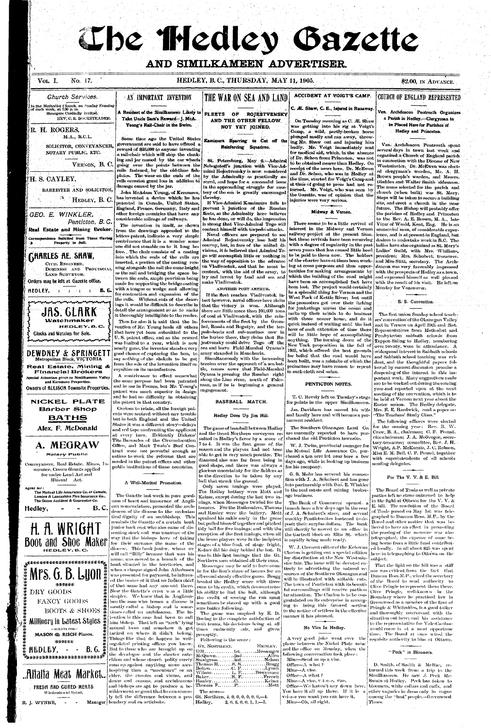# The Hedley Gazette

## AND SIMILKAMEEN ADVERTISER.

VOL. I. No. 17. HEDLEY, B. C., THURSDAY, MAY 11, 1905. $2.00, IN ADVANCE.

### Church Services.

In the Methodist Church, on Sunday Evening of each week, at 7:30 p. m. Strangers Cordially Invited.
REV. C. E. DOCKSTEADER.

**R. H. ROGERS,**
M.A., B.C.L.
SOLICITOR, CONVEYANCER, NOTARY PUBLIC, ETC.
VERNON, B. C.

**H. S. CAYLEY,**
BARRISTER AND SOLICITOR,
HEDLEY, B. C.

**GEO. E. WINKLER,**
Penticton, B. C.
Real Estate and Mining Broker.
Correspondence Solicited from Those Having Property to Sell.

**CHARLES AE. SHAW,**
CIVIL ENGINEER,
DOMINION AND PROVINCIAL LAND SURVEYOR.
Orders may be left at Gazette office.
HEDLEY, : : : : B. C.

**JAS. CLARK**
Watchmaker
HEDLEY, B. C.
Clocks and Watches for Sale.

**DEWDNEY & SPRINGETT**
Metropolitan Block, VICTORIA
Real Estate, Mining & Financial Brokers
Special Attention given to Similkameen Valley and Keremeos Properties.
Owners of ALLISON Townsite Properties.

**NICKEL PLATE**
Barber Shop
**BATHS**
Alex. F. McDonald

**A. MEGRAW**
Notary Public
Conveyancer, Real Estate, Mines, Insurance, Crown Grants applied for under Land Act and Mineral Act.
Agent for:
The Mutual Life Assurance Co. of Canada,
London & Lancashire Fire Insurance Co.,
The Ocean Accident & Guarantee Co.
Hedley, = = = B. C.

**H. A. WRIGHT**
Boot and Shoe Maker
HEDLEY, B. C.

**Mrs. G. B. Lyon**
DRY GOODS
FANCY GOODS
BOOTS & SHOES
Millinery in Latest Styles
—AGENTS FOR—
MASON & RISCH Pianos.
HEDLEY, - - B. C.

**Alfalfa Meat Market.**
FRESH AND CURED MEATS
Wholesale and Retail.
R. J. WYNNE, - - Manager

## AN IMPORTANT INVENTION

### A Resident of the Similkameen Likely to Take Uncle Sam's Reward—J. McA. Young's Rail-Chair in the Swim.

Some time ago the United States government are said to have offered a reward of $20,000 to anyone inventing a rail-chair which will stop the clanking and jar caused by the car wheels going over the points between the rails fastened by the old-time fish-plates. The wear on the ends of the rails occasion great loss in addition to damage caused by the jar.

John McAdam Young, of Keremeos, has invented a device which he has patented in Canada, United States, England, France, Germany, Italy and other foreign countries that have any considerable mileage of railways.

The invention in itself, as shown from the drawings appended to the letters patent, indicate a very simple contrivance that it is a wonder some one did not stumble on to it long before. The chair consists of a casting into which the ends of the rails are inserted, a portion of the casting running alongside the rail the same height as the rail and bridging the space between the ends, ample provision being made for supporting the bridge casting with a tongue or wedge and allowing for contraction and expansion of the rails. Without cuts of the drawings it would be difficult to describe in detail the arrangement so as to make it thoroughly intelligible to the reader.

Thus far also it is said that the invention of Mr. Young leads all others that have yet been submitted to the U. S. patent office, and as the reward was limited to a year, which is now nearly gone, the inventor stands a very good chance of capturing the bun, to say nothing of the shekels to be got from the sale of the invention itself or royalties on its manufacture.

A contrivance to effect somewhat the same purpose had been patented and in use in France, but Mr. Young's patent was much superior in design and he had no difficulty in obtaining the patent in that country.

Curious to relate, all the foreign patents were secured without any trouble but in both England and the United States it was a different story—delays and red tape confronting the applicant at every turn. Evidently Dickens' The Barnacles of the Circumlocution Office, and Mark Twain's Beef Contract were not powerful enough as satires to work the reforms that are needed in the patent offices and other public institutions of these countries.

### A Well-Merited Promotion.

The Gazette last week in pure goodness of heart and innocence of Anglican nomenclature, promoted the archdeacon of the diocese to the ecclesiastical dignity of an archbishop. This reminds the Gazette of a certain bank junior back east who also came of dissenting stock and was unaware of the way that the bishops have of taking for their surname the name of the diocese. This bank junior, whom we will call "Billy" because that was his name, was moved to a branch of the bank situated in the territories, and when a cheque signed John Athabasca was presented for payment, he informed the bearer of it that no Indian chief of that name had any account there. Now the Gazette's error was a little simpler. We knew that in Anglicanism the man who bosses a diocese is mostly called a bishop and is sometimes called an archdeacon. The intention in this case had been to call him bishop. That left an "arch" lying around loose and somehow it got tacked on where it didn't belong. Things like that do happen in well-regulated printing offices you know. But to those who are brought up on the decalogue and the shorter catechism and whose church polity rarely runs up against anything more awe-inspiring than a "meenister" or an elder, the curates and vicars, and deans and canons, and archdeacons and bishops are apt to produce a bewilderment so great that he can scarcely tell the difference between a prebendary and an artichoke.

## THE WAR ON SEA AND LAND

### FLEETS OF ROJESTVENSKY AND THE OTHER FELLOW NOT YET JOINED.

#### Kamimura Sparring to Cut off the Reinforcing Squadron.

St. Petersburg, May 6.—Admiral Nebogatoff's junction with Vice-Admiral Rojestvensky is now considered by the Admiralty as practically assured, and hope for a successful issue in the approaching struggle for mastery of the sea is greatly encouraged thereby.

If Vice-Admiral Kamimura fails to prevent a junction of the Russian fleets, as the Admiralty here believes he has done, or will do, the impression is strong that Vice-Admiral Togo will content himself with torpedo attacks.

Naval officers are prepared to see Admiral Rojestvensky lose half his convoy, but, in face of the united divisions, it is believed that Admiral Togo will accomplish little or nothing in the way of opposition to the advance on Vladivostok, and that he must be content, with the aid of the army, to try and invest by land and sea and make Vladivostok.

#### ANOTHER PORT ARTHUR.

If the fleet reaches Vladivostok intact however, naval officers here claim that the victory is won. Although there are little more than 100,000 tons of coal at Vladivostok, with the reinforcements of the fleet by the Gromboi, Rossia and Bogatyr, and the torpedo-boats and sub-marines now in the harbor there, they claim that Rojestvensky could drive Togo off the sea and leave Field-Marshal Oyama's army stranded in Manchuria.

Simultaneously with the increasing tension over the approach of a sea battle, comes news that Field-Marshal Oyama is pressing the Russian right along the Liao river, north of Fakoman, as if he is beginning a general engagement.

## BASEBALL MATCH.

### Hedley Does Up Jim Hill.

The game of baseball between Hedley and the Great Northern surveyors resulted in Hedley's favor by a score of 7 to 4. It was the first game of the season and the players had not been able to get in very much practice. The diamond also was far from being in good shape, and there was always a glorious uncertainty for the fielders as to the direction to be taken by any ball that struck the ground.

Only seven innings were played. The Hedley battery were Mott and Keizer, except during the last two innings, when Messenger twirled for the homers. For the Railroaders, Thomas and Hanley were the battery. Mott sprained his ankle early in the game but patched himself together and pitched tidy ball for five innings, and with the exception of the first innings, when all the home players were in the incipient stages of a blue funk of stage fright, Keizer did his duty behind the bat. It was in this first innings that the Gt. Northern men obtained all their runs.

Messenger may be said to have come in for the lion's share of honors for an all round steady effective game. Bragg headed the Hedley score with three runs to his credit, which demonstrates his ability to find the ball, although the credit of scoring the run must sometimes be shared up with a good sure batter following.

The game was umpired by E. D. Boeing to the complete satisfaction of both teams, his decisions being at all times eminently fair, and given promptly.

Following is the score:

| GT. NORTHERN. | | HEDLEY. |
|---|---|---|
| Dill | 1st | Messenger |
| McQueen | 2nd | Allen |
| Snodgrass | 3rd | Nelson |
| Thomas H. | S. S. | Bragg |
| Bolten | C. F. | Lynch |
| Wilson | L. F. | Bowerman |
| Baker | R. F. | French |
| Hanley | C. | Keizer |
| Thomas E. | P. | Mott |

The score—
Gt. Northern, 4, 0, 0, 0, 0, 0,—4.
Hedley, 2, 0, 3, 0, 0, 1, 1,—7.

## ACCIDENT AT VOIGT'S CAMP.

### C. Æ. Shaw, C. E., Injured in Runaway.

On Tuesday morning as C. Æ. Shaw was getting into his rig at Voigt's Camp, a wild, partly-broken horse plunged madly and ran away, throwing Mr. Shaw out and injuring him badly. Mr. Voigt immediately sent for medical aid, which, in the absence of Dr. Schon from Princeton, was not to be obtained nearer than Hedley. On receipt of the news here, Dr. McEwen and Dr. Schon, who was in Hedley at the time, started for Voigt's Camp and had not returned. Mr. Voigt, who was seen by the Gazette at time of going to press had not returned. Mr. Voigt, who was seen by the Gazette, was of opinion that the injuries were very serious.

### Midway & Vernon.

There seems to be a little revival of interest in the Midway and Vernon railway project at the present time, but these revivals have been recurring with a degree of regularity in the past seven years that has caused little heed to be paid to them now. The holders of the charter have at times been working at cross purposes and thus opportunities for making arrangements by which the building of the road might have been an accomplished fact have been lost. The project would certainly be a splendid thing for Vernon and the West Fork of Kettle River; but until the promoters get over their itching for junketings across the ocean and make up their minds to do business with those nearer home, and do it quick instead of waiting until the last hour of each extension of time there will be little hope of accomplishing anything. The turning down of the New York proposition in the fall of 1902, which offered the best grounds for belief that the road would have been built, was a mistake of which the promoters may have reason to repent in sack-cloth and ashes.

## PENTICTON NOTES.

T. C. Revely left on Tuesday's stage for points in the upper Similkameen.

Jas. Davidson has moved his wife and family here and will become a permanent resident.

The Southern Okanagan Land Co. are currently reported to have purchased the old Penticton townsite.

W. J. Twiss, provincial manager for the Mutual Life Assurance Co. purchased a ten acre lot near here a few days ago, while in looking up business for his company.

G. S. Mohr has severed his connection with J. A. Schubert and has gone into partnership with Geo. E. Winkler in the real estate and mining brokerage business.

The Bank of Commerce opened a branch here a few days ago in the rear of J. A. Schubert's store, and several wealthy Pentictonites hastened to deposit their surplus dollars. The bank will shortly be moved to an office in the Gartrell block on Ellis St. which is rapidly being made ready.

W. J. Clement editor of the Kelowna Clarion is getting out a special edition for distribution at the New Westminster fair. The issue will be devoted entirely to advertising the natural resources of the Southern Okanagan and will be illustrated with suitable cuts. The town of Penticton with its beautiful surroundings will receive particular attention. The Clarion is to be congratulated on its enterprise in arranging to bring this favored section to the notice of settlers in the effective manner it has planned.

### No Vice In Hedley.

A very good joke went over the phone between the Nickel Plate mine and the office on Monday, when the following conversation took place:
Mine—Send us up a vise.
Office—A what?
Mine—A vise.
Office—A what?
Mine—A vise, v-i-s-e, vise.
Office—We haven't any down here. You have it all up there. If it is a v-i-s-e you want you can have it.
Mine—Oh, all right.

## CHURCH OF ENGLAND REPRESENTED

### Ven. Archdeacon Pentreath Organizes a Parish in Hedley.—Clergyman to be Placed Here for Parishes of Hedley and Princeton.

Ven. Archdeacon Pentreath spent several days in town last week and organized a Church of England parish in connection with the Diocese of New Westminster. Dr. McEwen was elected clergyman's warden, Mr. A. H. Brown people's warden, and Messrs. Gladden and Walter Smith sidesmen. The name selected for the parish and church (when built) was St. Mary. Steps will be taken to secure a building site, and erect a church in the near future. The Bishop will probably offer the parishes of Hedley and Princeton to the Rev. A. E. Brown, M. A., late Vicar of Weald, Kent, Eng. He is an unmarried man, of considerable experience, and is at present in England, but desires to undertake work in B.C. The ladies have also organized as St. Mary's Ladies' Guild, with Mrs. Whillans, president; Mrs. Schubert, treasurer, and Miss Stitt, secretary. The Archdeacon was very favorably impressed with the prospects of Hedley as a town, and expressed himself as well pleased with the result of his visit. He left on Monday for Vancouver.

### S. S. Convention.

The first union Sunday school teachers' convention of the Okanagan Valley met in Vernon on April 20th and 21st. Representatives from Methodist and Presbyterian sabbath schools from Tappen Siding to Hedley, numbering over twenty, were in attendance. A widespread interest in Sabbath schools and Sabbath school teaching was evident, and the thoughtful papers followed by earnest discussion promise a deepening of the interest in this important work. Many suggestions made are to be worked out during the coming year and reported upon at the next meeting of the convention, which is to be held at Vernon next year about the Easter season. The Hedley delegate, Mrs. E. E. Hardwick, read a paper on "The Teachers' Study Class."

The following officers were elected for the ensuing year: Rev. R. W. Craw, B. A., chairman; C. F. Pound, vice-chairman; J. A. McGregor, secretary-treasurer; committee, Rev. J. H. Wright, A.P. McKenzie, J. C. Robson, Miss E. M. Bell, C. F. Pound, together with superintendents of all schools sending delegates.

### For The V. V. & E. Bill.

The Board of Trade as well as private parties left no stone unturned to help in the fight at Ottawa for the V. V. & E. bill. The resolution of the Board of Trade passed on May 1st was telegraphed to Duncan Ross, M.P., by the Board and other matter that was believed to have an effect in promoting the passing of the measure was also telegraphed, the expense of some being borne from a little fund contributed locally. In all about $25 was spent here in telegraphing to Ottawa on the subject.

That the fight on the bill was a stiff one was evident from the fact that Duncan Ross, M.P., wired the secretary of the Board to send authority to Clive Pringle to represent them there. Clive Pringle, well-known in the Boundary where he practised law in Greenwood as a member of the firm of Pringle & Whitesides, is a good talker and thoroughly conversant with the situation out here and his assistance to the representative for Yale-Cariboo would come in at a most opportune time. The Board at once wired the requisite authority to him at Ottawa.

### "Peck" in Bloomers.

D. Smith, of Smith & McRae, returned this week from a trip to the Similkameen. He saw J. Peck McSwain at Hedley. Peck has taken to bloomers, white collars and cuffs, and other vagaries in dress only in vogue among the "best" people.—Greenwood Times.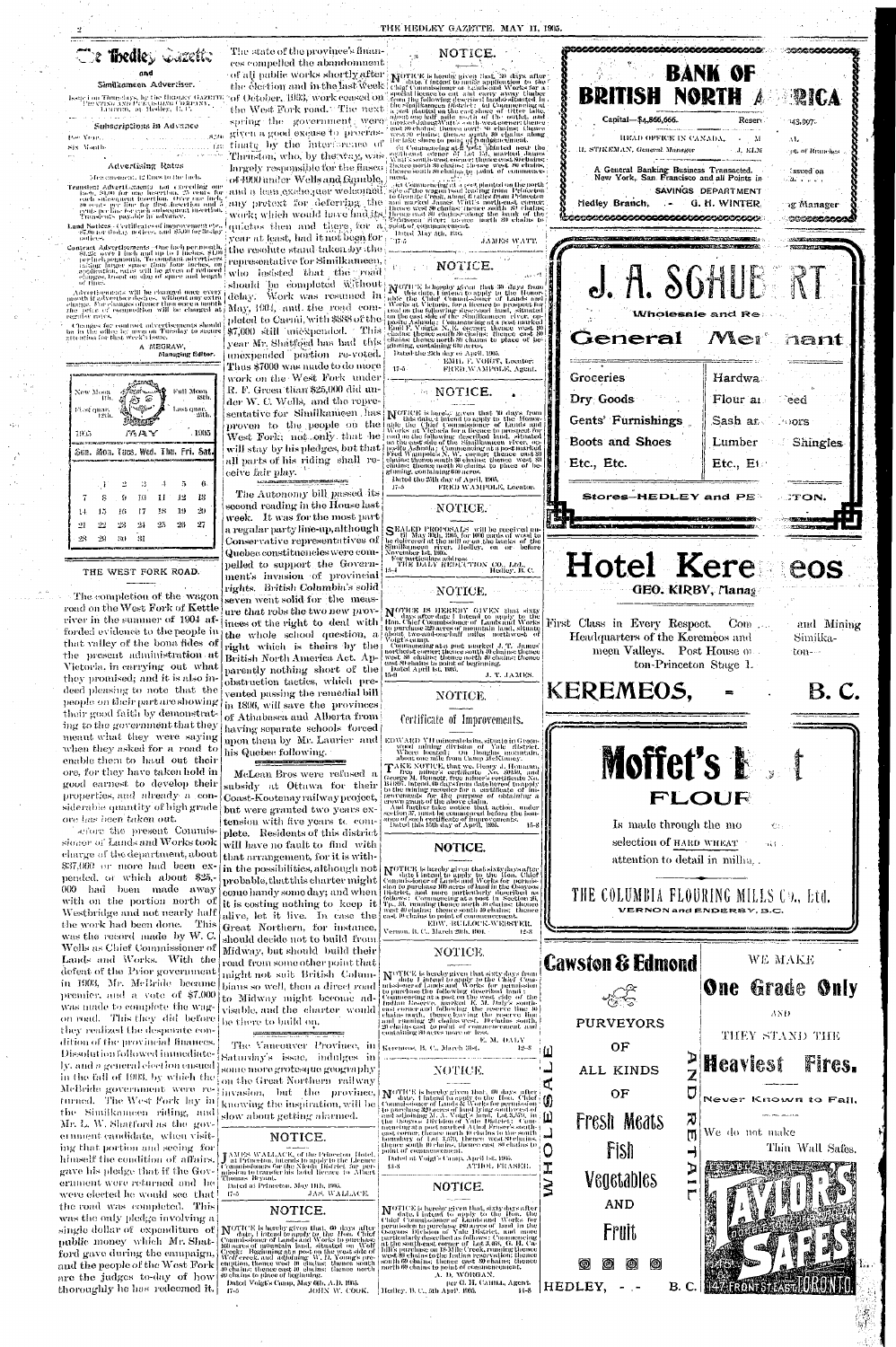# The Hedley Gazette

and

Similkameen Advertiser.

Issued on Thursdays, by the HEDLEY GAZETTE PRINTING AND PUBLISHING COMPANY, LIMITED, at Hedley, B. C.

## Subscriptions in Advance

Per Year ........ $2.00

Six Months ........ 1.00

## Advertising Rates

Measurement, 12 lines to the inch.

Transient Advertisements—not exceeding one inch, $1.00 for one insertion, 25 cents for each subsequent insertion. Over one inch, 10 cents per line for first insertion and 5 cents per line for each subsequent insertion. Transients payable in advance.

Land Notices—Certificates of improvement etc., $7.00 for 60-day notices, and $5.00 for 30-day notices.

Contract Advertisements—One inch per month, $1.25; over 1 inch and up to 4 inches, $1.00 per inch per month. To constant advertisers taking larger space than four inches, on application, rates will be given of reduced charges, based on size of space and length of time.

Advertisements will be changed once every month if advertiser desires, without any extra charge. For changes oftener than once a month the price of composition will be charged at regular rates.

Changes for contract advertisements should be in the office by noon on Tuesday to secure attention for that week's issue.

A. MEGRAW,
Managing Editor.

New Moon 4th. Full Moon 18th. First quar. 12th. Last quar. 26th.

1905 MAY 1905

| Sun. | Mon. | Tues. | Wed. | Thu. | Fri. | Sat. |
|---|---|---|---|---|---|---|
| | 1 | 2 | 3 | 4 | 5 | 6 |
| 7 | 8 | 9 | 10 | 11 | 12 | 13 |
| 14 | 15 | 16 | 17 | 18 | 19 | 20 |
| 21 | 22 | 23 | 24 | 25 | 26 | 27 |
| 28 | 29 | 30 | 31 | | | |

## THE WEST FORK ROAD.

The completion of the wagon road on the West Fork of Kettle river in the summer of 1904 afforded evidence to the people in that valley of the bona fides of the present administration at Victoria, in carrying out what they promised; and it is also indeed pleasing to note that the people on their part are showing their good faith by demonstrating to the government that they meant what they were saying when they asked for a road to enable them to haul out their ore, for they have taken hold in good earnest to develop their properties, and already a considerable quantity of high grade ore has been taken out.

Before the present Commissioner of Lands and Works took charge of the department, about $37,000 or more had been expended, or which about $25,000 had been made away with on the portion north of Westbridge and not nearly half the work had been done. This was the record made by W. C. Wells as Chief Commissioner of Lands and Works. With the defeat of the Prior government in 1903, Mr. McBride became premier, and a vote of $7,000 was made to complete the wagon road. This they did before they realized the desperate condition of the provincial finances. Dissolution followed immediately, and a general election ensued in the fall of 1903, by which the McBride government were returned. The West Fork lay in the Similkameen riding, and Mr. L. W. Shatford as the government candidate, when visiting that portion and seeing for himself the condition of affairs, gave his pledge that if the Government were returned and he were elected he would see that the road was completed. This was the only pledge involving a single dollar of expenditure of public money which Mr. Shatford gave during the campaign, and the people of the West Fork are the judges to-day of how thoroughly he has redeemed it.

The state of the province's finances compelled the abandonment of all public works shortly after the election and in the last week of October, 1903, work ceased on the West Fork road. The next spring the government were given a good excuse to procrastinate by the interference of Thruston, who, by the way, was largely responsible for the fiasco of 1900 under Wells and Gamble, and a lean exchequer welcomed any pretext for deferring the work; which would have had its quietus then and there for a year at least, had it not been for the resolute stand taken by the representative for Similkameen, who insisted that the road should be completed without delay. Work was resumed in May, 1904, and the road completed to Carmi, with $888 of the $7,000 still unexpended. This year Mr. Shatford has had this unexpended portion re-voted. Thus $7000 was made to do more work on the West Fork under R. F. Green than $25,000 did under W. C. Wells, and the representative for Similkameen has proven to the people on the West Fork; not only that he will stay by his pledges, but that all parts of his riding shall receive fair play.

The Autonomy bill passed its second reading in the House last week. It was for the most part a regular party line-up, although Conservative representatives of Quebec constituencies were compelled to support the Government's invasion of provincial rights. British Columbia's solid seven went solid for the measure that robs the two new provinces of the right to deal with the whole school question, a right which is theirs by the British North America Act. Apparently nothing short of the obstruction tactics, which prevented passing the remedial bill in 1896, will save the provinces of Athabasca and Alberta from having separate schools forced upon them by Mr. Laurier and his Quebec following.

McLean Bros were refused a subsidy at Ottawa for their Coast-Kootenay railway project, but were granted two years extension with five years to complete. Residents of this district will have no fault to find with that arrangement, for it is within the possibilities, although not probable, that this charter might come handy some day; and when it is costing nothing to keep it alive, let it live. In case the Great Northern, for instance, should decide not to build from Midway, but should build their road from some other point that might not suit British Columbians so well, then a direct road to Midway might become advisable, and the charter would be there to build on.

The Vancouver Province, in Saturday's issue, indulges in some more grotesque geography on the Great Northern railway invasion, but the province, knowing the inspiration, will be slow about getting alarmed.

## NOTICE.

JAMES WALLACE, of the Princeton Hotel, at Princeton, intends to apply to the Licence Commissioners for the Nicola District for permission to transfer his hotel licence to Albert Thomas Heypen.

Dated at Princeton, May 11th, 1905.
17-5 JAS. WALLACE.

## NOTICE.

NOTICE is hereby given that, 60 days after date, I intend to apply to the Hon. Chief Commissioner of Lands and Works to purchase 160 acres of mountain land, situated on Wolf Creek; Beginning at a post on the west side of Wolf creek, and adjoining W. D. Young's pre-emption, thence west 40 chains; thence south 40 chains; thence east 40 chains; thence north 40 chains to place of beginning.

Dated Voigt's Camp, May 6th, A.D. 1905.
17-9 JOHN W. COOK.

## NOTICE.

NOTICE is hereby given that, 30 days after date, I intend to make application to the Chief Commissioner of Lands and Works for a special licence to cut and carry away timber from the following described lands situated in the Similkameen District: 1st Commencing at a post planted on the east shore of Otter lake, about one half mile north of the outlet, and marked James Watt's south-west corner; thence east 80 chains; thence north 80 chains; thence west 80 chains; thence south 80 chains along the lake shore to point of commencement.

2nd Commencing at a post planted near the south-east corner of Lot 151, marked James Watt's south-west corner; thence east 80 chains; thence north 80 chains; thence west 80 chains; thence south 80 chains to point of commencement.

3rd Commencing at a post planted on the north side of the wagon road leading from Princeton to Granite Creek, about 6 miles from Princeton and marked James Watt's north-east corner; thence south 80 chains; thence west 80 chains; thence north 80 chains along the bank of the Tulameen River; thence east 80 chains to point of commencement.

Dated May 8th, 1905.
17-5 JAMES WATT.

## NOTICE.

NOTICE is hereby given that 30 days from this date, I intend to apply to the Honorable the Chief Commissioner of Lands and Works at Victoria, for a licence to prospect for coal on the following described land, situated on the east side of the Similkameen river, opposite Ashnola; Commencing at a post marked Emil F. Voigts N. E. corner; thence west 80 chains; thence south 80 chains; thence east 80 chains; thence north 80 chains to place of beginning, containing 640 acres.

Dated the 25th day of April, 1905.
EMIL F. VOIGT, Locator.
17-5 FRED WAMPOLE, Agent.

## NOTICE.

NOTICE is hereby given that 30 days from this date, I intend to apply to the Honorable the Chief Commissioner of Lands and Works at Victoria for a licence to prospect for coal on the following described land, situated on the east side of the Similkameen river, opposite Ashnola; Commencing at a post marked Fred Wampole's N. W. corner; thence east 80 chains; thence south 80 chains; thence west 80 chains; thence north 80 chains to place of beginning, containing 640 acres.

Dated the 25th day of April, 1905.
17-5 FRED WAMPOLE, Locator.

## NOTICE.

SEALED PROPOSALS will be received until May 30th, 1905, for 600 cords of wood to be delivered at the mill or on the banks of the Similkameen river, Hedley, on or before November 1st, 1905.

For particulars address
THE DALY REDUCTION CO., Ltd.,
15-4 Hedley, B. C.

## NOTICE.

NOTICE IS HEREBY GIVEN that sixty days after date I intend to apply to the Hon. Chief Commissioner of Lands and Works to purchase 320 acres of mountain land, situate about two-and-one-half miles northwest of Voigt's camp.

Commencing at a post marked J. T. James' northeast corner; thence south 80 chains; thence west 40 chains; thence north 80 chains; thence east 40 chains to point of beginning.

Dated April 1st, 1905.
15-9 J. T. JAMES.

## NOTICE.

### Certificate of Improvements.

EDWARD VII mineral claim, situate in Greenwood mining division of Yale district. Where located: On Douglas mountain, about one mile from Camp McKinney.

TAKE NOTICE, that we, Henry A. Hemann, free miner's certificate No. 39949, and George M. Bennett, free miner's certificate No. B11867, intend, 60 days from date hereof, to apply to the mining recorder for a certificate of improvements for the purpose of obtaining a crown grant of the above claim.

And further take notice that action, under section 37, must be commenced before the issuance of such certificate of improvements.

Dated this 15th day of April, 1905. 15-8

## NOTICE.

NOTICE is hereby given that sixty days after date I intend to apply to the Hon. Chief Commissioner of Lands and Works for permission to purchase 160 acres of land in the Osoyoos District, and more particularly described as follows: Commencing at a post in Section 36, Tp. 58, running thence north 40 chains; thence west 40 chains; thence south 40 chains; thence east 40 chains to point of commencement.

EDW. BULLOCK-WEBSTER.

Vernon, B. C., March 20th, 1904. 12-8

## NOTICE.

NOTICE is hereby given that sixty days from date I intend to apply to the Chief Commissioner of Lands and Works for permission to purchase the following described land: Commencing at a post on the east side of the Indian Reserve, marked E. M. Daly's southeast corner and following the reserve line 80 chains north, thence leaving the reserve line and running 20 chains west, 40 chains south, 20 chains east to point of commencement, and containing 80 acres more or less.

E. M. DALY.

Keremeos, B. C., March 31st. 12-8

## NOTICE.

NOTICE is hereby given that, 60 days after date, I intend to apply to the Hon. Chief Commissioner of Lands & Works for permission to purchase 320 acres of land lying southwest of and adjoining M. A. Voigt's land, Lot 3,067, in the Osoyoos Division of Yale District; Commencing at a post marked Athol Fraser's southeast corner, thence north 80 chains to the south boundary of Lot 1,570, thence west 80 chains, thence south 40 chains, thence east 80 chains to point of commencement.

Dated at Voigt's Camp, April 1st, 1905.
13-8 ATHOL FRASER.

## NOTICE.

NOTICE is hereby given that, sixty days after date, I intend to apply to the Hon. the Chief Commissioner of Lands and Works for permission to purchase 160 acres of land in the Osoyoos Division of Yale District, and more particularly described as follows: Commencing at the southwest corner of Lot 3,068, G. I. Cahill's purchase on 18-Mile Creek, running thence west 80 chains to the Indian reserve; thence south 20 chains; thence east 80 chains; thence north 20 chains to point of commencement.

A. D. WORGAN,
per G. H. CAHILL, Agent.
Hedley, B. C., 5th April, 1905. 14-8

# BANK OF BRITISH NORTH AMERICA

Capital—$4,866,666. Reserve Fund—$1,943,997.

HEAD OFFICE IN CANADA, MONTREAL.

H. STIKEMAN, General Manager. J. ELMSLY, Supt. of Branches.

A General Banking Business Transacted. Drafts Issued on New York, San Francisco and all Points in Canada.

SAVINGS DEPARTMENT

Hedley Branch, - G. H. WINTER, Acting Manager

# J. A. SCHUBERT

Wholesale and Retail

## General Merchant

| Groceries | Hardware |
|---|---|
| Dry Goods | Flour and Feed |
| Gents' Furnishings | Sash and Doors |
| Boots and Shoes | Lumber and Shingles |
| Etc., Etc. | Etc., Etc. |

Stores—HEDLEY and PENTICTON.

# Hotel Keremeos

GEO. KIRBY, Manager.

First Class in Every Respect. Commercial and Mining Headquarters of the Keremeos and Similkameen Valleys. Post House on Penticton-Princeton Stage Line.

# KEREMEOS, B. C.

# Moffet's Best FLOUR

Is made through the most careful selection of HARD WHEAT and attention to detail in milling.

THE COLUMBIA FLOURING MILLS CO., Ltd.

VERNON and ENDERBY, B.C.

# Cawston & Edmond

PURVEYORS OF ALL KINDS OF

Fresh Meats

Fish

Vegetables AND Fruit

WHOLESALE AND RETAIL

HEDLEY, - - B. C.

WE MAKE

## One Grade Only

AND

THEY STAND THE

## Heaviest Fires.

Never Known to Fail.

We do not make Thin Wall Safes.

TAYLOR'S SAFES

147 FRONT ST EAST TORONTO.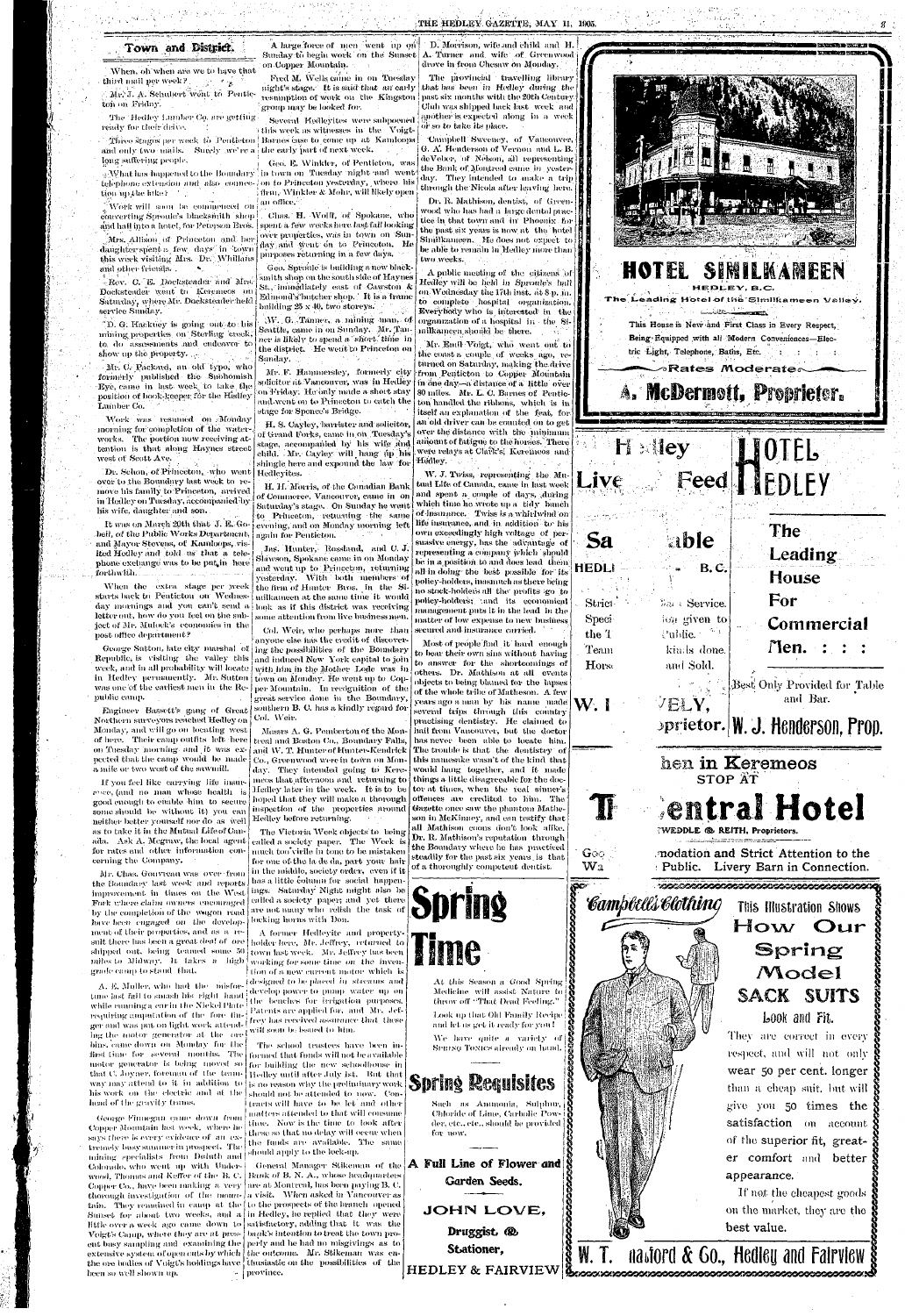## Town and District.

When, oh when are we to have that third mail per week?

Mr. J. A. Schubert went to Penticton on Friday.

The Hedley Lumber Co. are getting ready for their drive.

Three stages per week to Penticton and only two mails. Surely we're a long suffering people.

What has happened to the Boundary telephone extension and also connection up the hill?

Work will soon be commenced on converting Sproule's blacksmith shop and hall into a hotel, for Peterson Bros.

Mrs. Allison of Princeton and her daughter spent a few days in town this week visiting Mrs. Dr. Whillans and other friends.

Rev. C. E. Dockstader and Mrs. Dockstader went to Keremeos on Saturday, where Mr. Dockstader held service Sunday.

D. G. Hackney is going out to his mining properties on Sterling creek, to do assessments and endeavor to show up the property.

Mr. C. Packard, an old typo, who formerly published the Snohomish Eye, came in last week to take the position of book-keeper for the Hedley Lumber Co.

Work was resumed on Monday morning for completion of the waterworks. The portion now receiving attention is that along Haynes street west of Scott Ave.

Dr. Schon, of Princeton, who went over to the Boundary last week to remove his family to Princeton, arrived in Hedley on Tuesday, accompanied by his wife, daughter and son.

It was on March 20th that J. E. Gobeil, of the Public Works Department, and Mayor Stevens, of Kamloops, visited Hedley and told us that a telephone exchange was to be put in here forthwith.

When the extra stage per week starts back to Penticton on Wednesday mornings and you can't send a letter out, how do you feel on the subject of Mr. Mulock's economies in the post office department?

George Sutton, late city marshal of Republic, is visiting the valley this week, and in all probability will locate in Hedley permanently. Mr. Sutton was one of the earliest men in the Republic camp.

Engineer Bassett's gang of Great Northern surveyors reached Hedley on Monday, and will go on locating west of here. Their camp outfits left here on Tuesday morning and it was expected that the camp would be made a mile or two west of the sawmill.

If you feel like carrying life insurance, (and no man whose health is good enough to enable him to secure some should be without it) you can neither better yourself nor do as well as to take it in the Mutual Life of Canada. Ask A. Megraw, the local agent for rates and other information concerning the Company.

Mr. Chas. Gouveau was over from the Boundary last week and reports improvement in times on the West Fork where claim owners encouraged by the completion of the wagon road have been engaged on the development of their properties, and as a result there has been a great deal of ore shipped out, being teamed some 50 miles to Midway. It takes a high grade camp to stand that.

A. E. Muller, who had the misfortune last fall to smash his right hand while running a car in the Nickel Plate requiring amputation of the fore finger and was put on light work attending the motor generator at the ore bins, came down on Monday for the first time for several months. The motor generator is being moved so that C. Joyner, foreman of the tramway may attend to it in addition to his work on the electric and at the head of the gravity trams.

George Finnegan came down from Copper Mountain last week, where he says there is every evidence of an extremely busy summer in prospect. The mining specialists from Duluth and Colorado, who went up with Underwood, Thomas and Keffer of the B. C. Copper Co., have been making a very thorough investigation of the mountain. They remained in camp at the Sunset for about two weeks, and a little over a week ago came down to Voigt's Camp, where they are at present busy sampling and examining the extensive system of open cuts by which the ore bodies of Voigt's holdings have been so well shown up.

A large force of men went up on Sunday to begin work on the Sunset on Copper Mountain.

Fred M. Wells came in on Tuesday night's stage. It is said that an early resumption of work on the Kingston group may be looked for.

Several Hedleyites were subpoened this week as witnesses in the Voigt-Barnes case to come up at Kamloops the early part of next week.

Geo. E. Winkler, of Penticton, was in town on Tuesday night and went on to Princeton yesterday, where his firm, Winkler & Mohr, will likely open an office.

Chas. H. Wolff, of Spokane, who spent a few weeks here last fall looking over properties, was in town on Sunday and went on to Princeton. He purposes returning in a few days.

Geo. Sproule is building a new blacksmith shop on the south side of Haynes St., immediately east of Cawston & Edmond's butcher shop. It is a frame building 25 x 40, two storeys.

W. G. Tanner, a mining man, of Seattle, came in on Sunday. Mr. Tanner is likely to spend a short time in the district. He went to Princeton on Sunday.

Mr. F. Hammersley, formerly city solicitor at Vancouver, was in Hedley on Friday. He only made a short stay and went on to Princeton to catch the stage for Spence's Bridge.

H. S. Cayley, barrister and solicitor, of Grand Forks, came in on Tuesday's stage, accompanied by his wife and child. Mr. Cayley will hang up his shingle here and expound the law for Hedleyites.

H. H. Morris, of the Canadian Bank of Commerce, Vancouver, came in on Saturday's stage. On Sunday he went to Princeton, returning the same evening, and on Monday morning left again for Penticton.

Jas. Hunter, Rossland, and C. J. Slawson, Spokane came in on Monday and went up to Princeton, returning yesterday. With both members of the firm of Hunter Bros. in the Similkameen at the same time it would look as if this district was receiving some attention from live business men.

Col. Weir, who perhaps more than anyone else has the credit of discovering the possibilities of the Boundary and induced New York capital to join with him in the Mother Lode was in town on Monday. He went up to Copper Mountain. In recognition of the great service done to the Boundary, southern B. C. has a kindly regard for Col. Weir.

Messrs A. G. Pemberton of the Montreal and Boston Co., Boundary Falls, and W. T. Hunter of Hunter-Kendrick Co., Greenwood were in town on Monday. They intended going to Keremeos that afternoon and returning to Hedley later in the week. It is to be hoped that they will make a thorough inspection of the properties around Hedley before returning.

The Victoria Week objects to being called a society paper. The Week is much too virile in tone to be mistaken for one of the la de da, part your hair in the middle, society order, even if it has a little column for social happenings. Saturday Night might also be called a society paper; and yet there are not many who relish the task of locking horns with Don.

A former Hedleyite and property-holder here, Mr. Jeffrey, returned to town last week. Mr. Jeffrey has been working for some time on the invention of a new current motor which is designed to be placed in streams and develop power to pump water up on the benches for irrigation purposes. Patents are applied for, and Mr. Jeffrey has received assurance that these will soon be issued to him.

The school trustees have been informed that funds will not be available for building the new schoolhouse in Hedley until after July 1st. But that is no reason why the preliminary work should not be attended to now. Contracts will have to be let and other matters attended to that will consume time. Now is the time to look after these so that no delay will occur when the funds are available. The same should apply to the lock-up.

General Manager Stikeman of the Bank of B. N. A., whose headquarters are at Montreal, has been paying B. C. a visit. When asked in Vancouver as to the prospects of the branch opened in Hedley, he replied that they were satisfactory, adding that it was the bank's intention to treat the town properly and he had no misgivings as to the outcome. Mr. Stikeman was enthusiastic on the possibilities of the province.

D. Morrison, wife and child and H. A. Turner and wife of Greenwood drove in from Chesaw on Monday.

The provincial travelling library that has been in Hedley during the past six months with the 20th Century Club was shipped back last week and another is expected along in a week or so to take its place.

Campbell Sweeney, of Vancouver, G. A. Henderson of Vernon and L. B. deVeber, of Nelson, all representing the Bank of Montreal came in yesterday. They intended to make a trip through the Nicola after leaving here.

Dr. R. Mathison, dentist, of Greenwood who has had a large dental practice in that town and in Phoenix for the past six years is now at the hotel Similkameen. He does not expect to be able to remain in Hedley more than two weeks.

A public meeting of the citizens of Hedley will be held in Sproule's hall on Wednesday the 17th inst. at 8 p. m. to complete hospital organization. Everybody who is interested in the organization of a hospital in the Similkameen should be there.

Mr. Emil Voigt, who went out to the coast a couple of weeks ago, returned on Saturday, making the drive from Penticton to Copper Mountain in one day—a distance of a little over 80 miles. Mr. L. C. Barnes of Penticton handled the ribbons, which is in itself an explanation of the feat, for an old driver can be counted on to get over the distance with the minimum amount of fatigue to the horses. There were relays at Clark's; Keremeos and Hedley.

W. J. Twiss, representing the Mutual Life of Canada, came in last week and spent a couple of days, during which time he wrote up a tidy bunch of insurance. Twiss is a whirlwind on life insurance, and in addition to his own exceedingly high voltage of persuasive energy, has the advantage of representing a company which should be in a position to and does lead them all in doing the best possible for its policy-holders, inasmuch as there being no stock-holders all the profits go to policy-holders; and its economical management puts it in the lead in the matter of low expense to new business secured and insurance carried.

Most of people find it hard enough to bear their own sins without having to answer for the shortcomings of others. Dr. Mathison at all events objects to being blamed for the lapses of the whole tribe of Matheson. A few years ago a man by his name made several trips through this country practising dentistry. He claimed to hail from Vancouver, but the doctor has never been able to locate him. The trouble is that the dentistry of this namesake wasn't of the kind that would hang together, and it made things a little disagreeable for the doctor at times, when the real sinner's offences are credited to him. The Gazette once saw the phantom Matheson in McKinney, and can testify that all Mathison coons don't look alike. Dr. R. Mathison's reputation through the Boundary where he has practised steadily for the past six years is that of a thoroughly competent dentist.

# Spring Time

At this Season a Good Spring Medicine will assist Nature to throw off "That Dead Feeling."

Look up that Old Family Recipe and let us get it ready for you!

We have quite a variety of SPRING TONICS already on hand.

## Spring Requisites

Such as Ammonia, Sulphur, Chloride of Lime, Carbolic Powder, etc., etc., should be provided for now.

**A Full Line of Flower and Garden Seeds.**

**JOHN LOVE,**
**Druggist & Stationer,**
**HEDLEY & FAIRVIEW**

# HOTEL SIMILKAMEEN
HEDLEY, B.C.

The Leading Hotel of the Similkameen Valley.

This House is New and First Class in Every Respect, Being Equipped with all Modern Conveniences—Electric Light, Telephone, Baths, Etc.

Rates Moderate

**A. McDermott, Proprietor.**

Hedley Live Feed Sable
HEDLEY, B.C.
Strict ... Service.
Spec... given to the ... Public.
Team ... kinds done.
Horse ... and Sold.
W. ... VELY, ...prietor.

# HOTEL HEDLEY

The Leading House For Commercial Men.

Best Only Provided for Table and Bar.

**W. J. Henderson, Prop.**

When in Keremeos STOP AT

# The Central Hotel
TWEDDLE & REITH, Proprietors.

Good ...modation and Strict Attention to the ... Public. Livery Barn in Connection.

Campbell's Clothing

This Illustration Shows How Our Spring Model

**SACK SUITS**

Look and Fit.

They are correct in every respect, and will not only wear 50 per cent. longer than a cheap suit, but will give you 50 times the satisfaction on account of the superior fit, greater comfort and better appearance.

If not the cheapest goods on the market, they are the best value.

**W. T. Hackford & Co., Hedley and Fairview**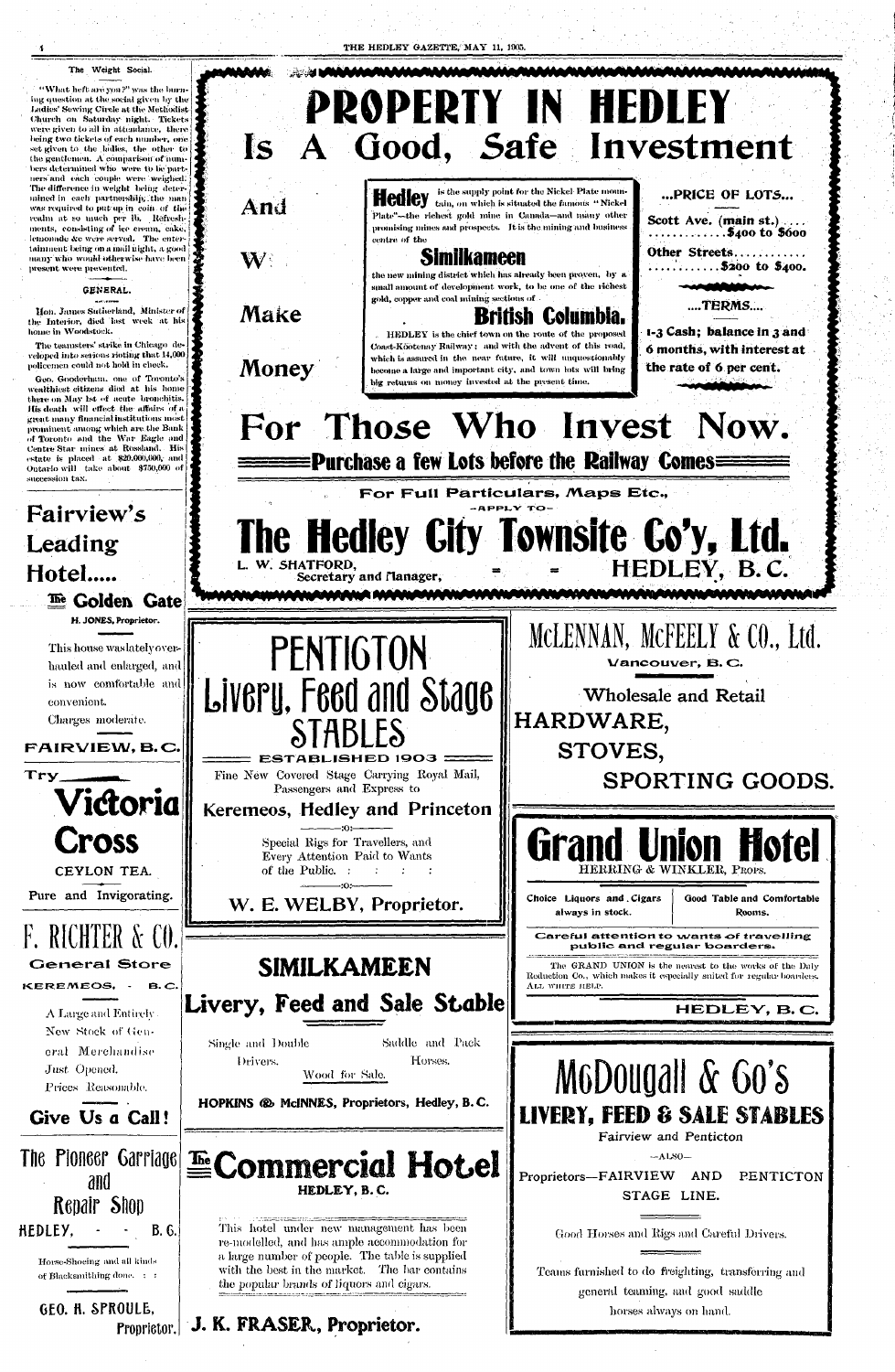### The Weight Social.

"What heft are you?" was the burning question at the social given by the Ladies' Sewing Circle at the Methodist Church on Saturday night. Tickets were given to all in attendance, there being two tickets of each number, one set given to the ladies, the other to the gentlemen. A comparison of numbers determined who were to be partners and each couple were weighed. The difference in weight being determined in each partnership, the man was required to put up in coin of the realm at so much per lb. Refreshments, consisting of ice cream, cake, lemonade &c were served. The entertainment being on a mail night, a good many who would otherwise have been present were prevented.

### GENERAL.

Hon. James Sutherland, Minister of the Interior, died last week at his home in Woodstock.

The teamsters' strike in Chicago developed into serious rioting that 14,000 policemen could not hold in check.

Geo. Gooderham, one of Toronto's wealthiest citizens died at his home there on May 1st of acute bronchitis. His death will effect the affairs of a great many financial institutions most prominent among which are the Bank of Toronto and the War Eagle and Centre Star mines at Rossland. His estate is placed at $20,000,000, and Ontario will take about $750,000 of succession tax.

# PROPERTY IN HEDLEY

# Is A Good, Safe Investment

And We Make Money

**Hedley** is the supply point for the Nickel Plate mountain, on which is situated the famous "Nickel Plate"—the richest gold mine in Canada—and many other promising mines and prospects. It is the mining and business centre of the

**Similkameen**

the new mining district which has already been proven, by a small amount of development work, to be one of the richest gold, copper and coal mining sections of

**British Columbia.**

HEDLEY is the chief town on the route of the proposed Coast-Kootenay Railway; and with the advent of this road, which is assured in the near future, it will unquestionably become a large and important city, and town lots will bring big returns on money invested at the present time.

...PRICE OF LOTS...

Scott Ave. (main st.)............$400 to $600

Other Streets........................$200 to $400.

....TERMS....

1-3 Cash; balance in 3 and 6 months, with interest at the rate of 6 per cent.

# For Those Who Invest Now.

**Purchase a few Lots before the Railway Comes**

For Full Particulars, Maps Etc.,
—APPLY TO—

# The Hedley City Townsite Co'y, Ltd.

L. W. SHATFORD, Secretary and Manager, = = HEDLEY, B. C.

# Fairview's Leading Hotel.....

## The Golden Gate

H. JONES, Proprietor.

This house was lately overhauled and enlarged, and is now comfortable and convenient.

Charges moderate.

**FAIRVIEW, B. C.**

Try

# Victoria Cross

CEYLON TEA.

Pure and Invigorating.

# F. RICHTER & CO.

## General Store

KEREMEOS, - B. C.

A Large and Entirely New Stock of General Merchandise Just Opened. Prices Reasonable.

**Give Us a Call!**

# The Pioneer Carriage and Repair Shop

HEDLEY, - - B. C.

Horse-Shoeing and all kinds of Blacksmithing done. : :

GEO. H. SPROULE, Proprietor.

# PENTICTON Livery, Feed and Stage STABLES

ESTABLISHED 1903

Fine New Covered Stage Carrying Royal Mail, Passengers and Express to

**Keremeos, Hedley and Princeton**

Special Rigs for Travellers, and Every Attention Paid to Wants of the Public. : : : :

**W. E. WELBY, Proprietor.**

# SIMILKAMEEN Livery, Feed and Sale Stable

Single and Double Drivers.

Saddle and Pack Horses.

Wood for Sale.

HOPKINS & McINNES, Proprietors, Hedley, B. C.

# The Commercial Hotel

HEDLEY, B. C.

This hotel under new management has been re-modelled, and has ample accommodation for a large number of people. The table is supplied with the best in the market. The bar contains the popular brands of liquors and cigars.

**J. K. FRASER, Proprietor.**

# McLENNAN, McFEELY & CO., Ltd.

Vancouver, B. C.

Wholesale and Retail

**HARDWARE, STOVES, SPORTING GOODS.**

# Grand Union Hotel

HERRING & WINKLER, Props.

Choice Liquors and Cigars always in stock.

Good Table and Comfortable Rooms.

Careful attention to wants of travelling public and regular boarders.

The GRAND UNION is the nearest to the works of the Daly Reduction Co., which makes it especially suited for regular boarders. ALL WHITE HELP.

**HEDLEY, B. C.**

# McDougall & Co's

## LIVERY, FEED & SALE STABLES

Fairview and Penticton

—ALSO—

Proprietors—FAIRVIEW AND PENTICTON STAGE LINE.

Good Horses and Rigs and Careful Drivers.

Teams furnished to do freighting, transferring and general teaming, and good saddle horses always on hand.